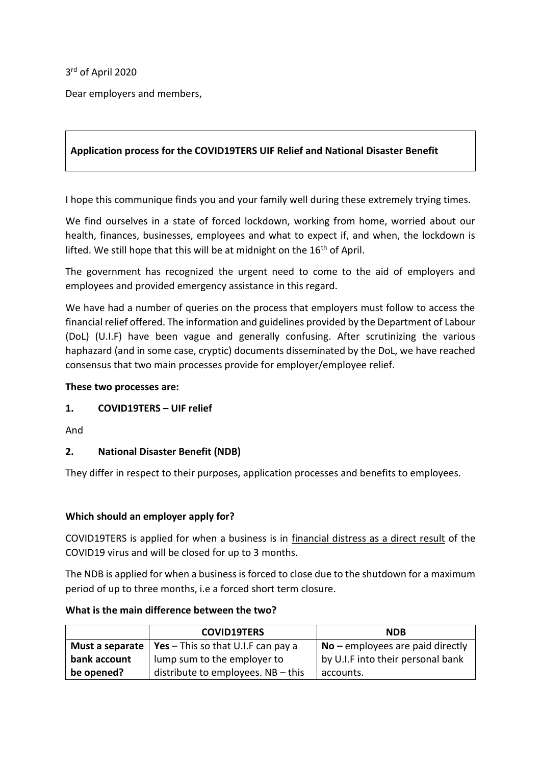3rd of April 2020

Dear employers and members,

**Application process for the COVID19TERS UIF Relief and National Disaster Benefit**

I hope this communique finds you and your family well during these extremely trying times.

We find ourselves in a state of forced lockdown, working from home, worried about our health, finances, businesses, employees and what to expect if, and when, the lockdown is lifted. We still hope that this will be at midnight on the 16th of April.

The government has recognized the urgent need to come to the aid of employers and employees and provided emergency assistance in this regard.

We have had a number of queries on the process that employers must follow to access the financial relief offered. The information and guidelines provided by the Department of Labour (DoL) (U.I.F) have been vague and generally confusing. After scrutinizing the various haphazard (and in some case, cryptic) documents disseminated by the DoL, we have reached consensus that two main processes provide for employer/employee relief.

**These two processes are:**

**1. COVID19TERS – UIF relief**

And

**2. National Disaster Benefit (NDB)**

They differ in respect to their purposes, application processes and benefits to employees.

**Which should an employer apply for?**

COVID19TERS is applied for when a business is in <u>financial distress as a direct result</u> of the COVID19 virus and will be closed for up to 3 months.

The NDB is applied for when a business is forced to close due to the shutdown for a maximum period of up to three months, i.e a forced short term closure.

**What is the main difference between the two?**

| | **COVID19TERS** | **NDB** |
|---|---|---|
| **Must a separate bank account be opened?** | **Yes** – This so that U.I.F can pay a lump sum to the employer to distribute to employees. NB – this | **No –** employees are paid directly by U.I.F into their personal bank accounts. |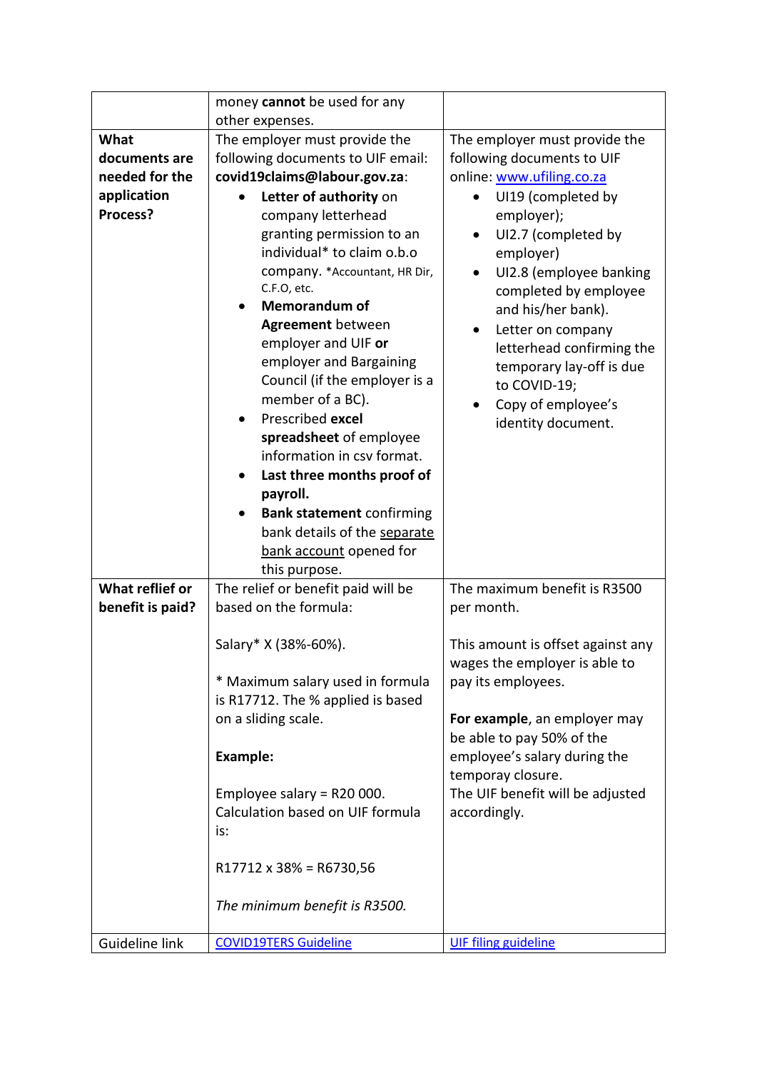| | | |
|---|---|---|
| | money **cannot** be used for any other expenses. | |
| **What documents are needed for the application Process?** | The employer must provide the following documents to UIF email: **covid19claims@labour.gov.za**:<br>• **Letter of authority** on company letterhead granting permission to an individual* to claim o.b.o company. *Accountant, HR Dir, C.F.O, etc.<br>• **Memorandum of Agreement** between employer and UIF **or** employer and Bargaining Council (if the employer is a member of a BC).<br>• Prescribed **excel spreadsheet** of employee information in csv format.<br>• **Last three months proof of payroll.**<br>• **Bank statement** confirming bank details of the separate bank account opened for this purpose. | The employer must provide the following documents to UIF online: [www.ufiling.co.za](www.ufiling.co.za)<br>• UI19 (completed by employer);<br>• UI2.7 (completed by employer)<br>• UI2.8 (employee banking completed by employee and his/her bank).<br>• Letter on company letterhead confirming the temporary lay-off is due to COVID-19;<br>• Copy of employee's identity document. |
| **What reflief or benefit is paid?** | The relief or benefit paid will be based on the formula:<br><br>Salary* X (38%-60%).<br><br>* Maximum salary used in formula is R17712. The % applied is based on a sliding scale.<br><br>**Example:**<br><br>Employee salary = R20 000.<br>Calculation based on UIF formula is:<br><br>R17712 x 38% = R6730,56<br><br>*The minimum benefit is R3500.* | The maximum benefit is R3500 per month.<br><br>This amount is offset against any wages the employer is able to pay its employees.<br><br>**For example**, an employer may be able to pay 50% of the employee's salary during the temporay closure.<br>The UIF benefit will be adjusted accordingly. |
| Guideline link | COVID19TERS Guideline | UIF filing guideline |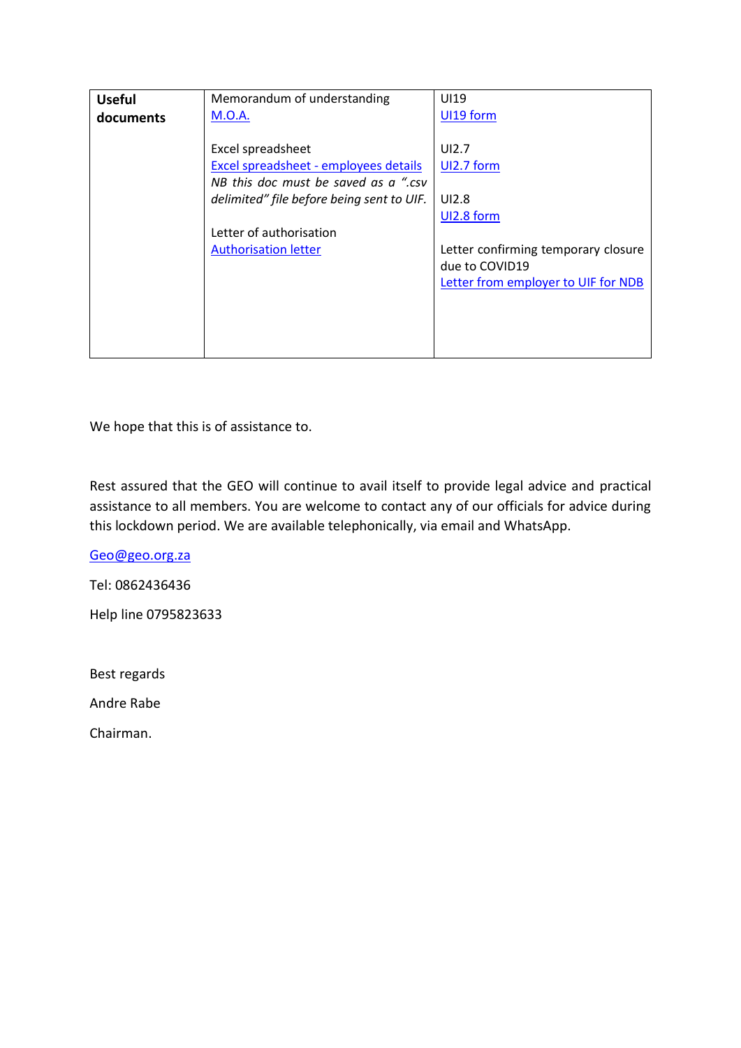| | | |
|---|---|---|
| **Useful documents** | Memorandum of understanding<br>M.O.A.<br><br>Excel spreadsheet<br>Excel spreadsheet - employees details<br>*NB this doc must be saved as a ".csv delimited" file before being sent to UIF.*<br><br>Letter of authorisation<br>Authorisation letter | UI19<br>UI19 form<br><br>UI2.7<br>UI2.7 form<br><br>UI2.8<br>UI2.8 form<br><br>Letter confirming temporary closure due to COVID19<br>Letter from employer to UIF for NDB |

We hope that this is of assistance to.

Rest assured that the GEO will continue to avail itself to provide legal advice and practical assistance to all members. You are welcome to contact any of our officials for advice during this lockdown period. We are available telephonically, via email and WhatsApp.

Geo@geo.org.za

Tel: 0862436436

Help line 0795823633

Best regards

Andre Rabe

Chairman.